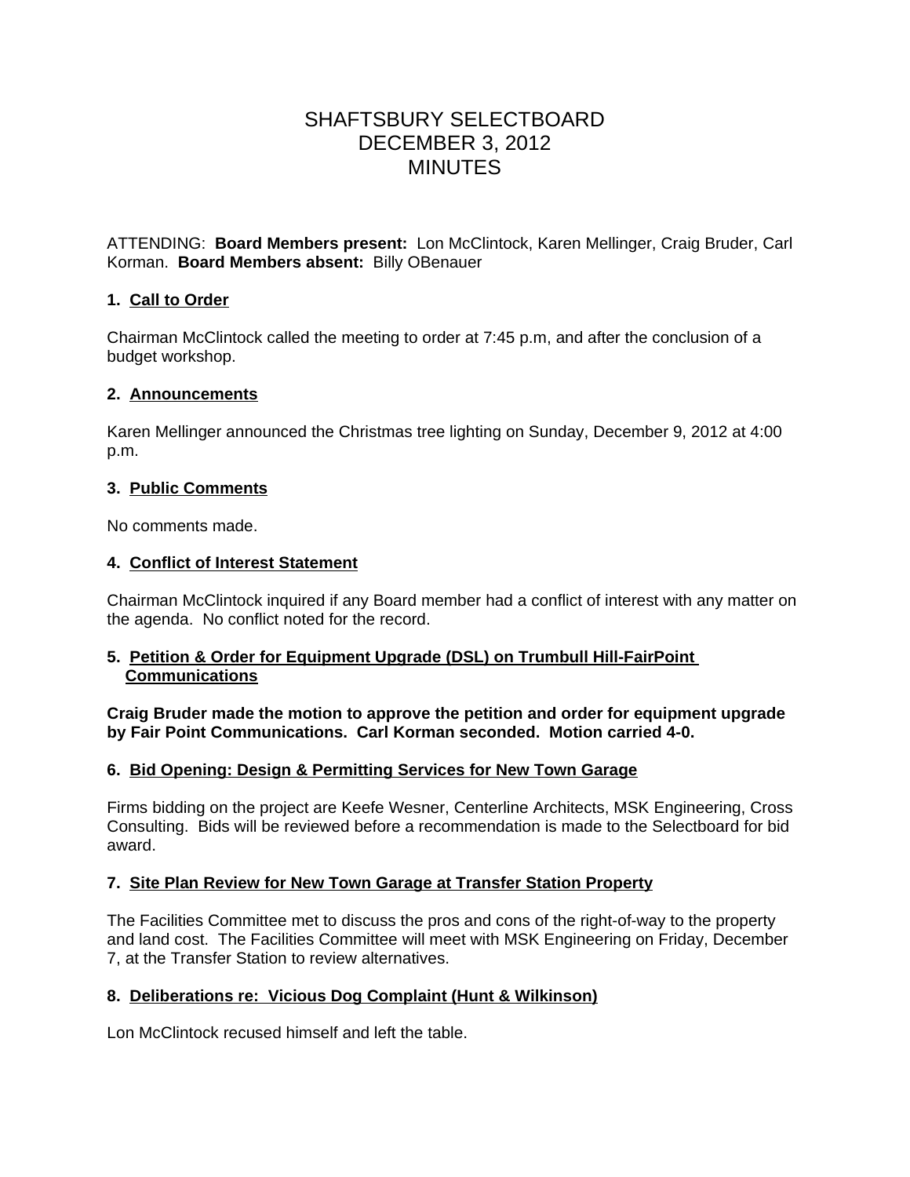# SHAFTSBURY SELECTBOARD
# DECEMBER 3, 2012
# MINUTES

ATTENDING: **Board Members present:** Lon McClintock, Karen Mellinger, Craig Bruder, Carl Korman. **Board Members absent:** Billy OBenauer

## 1. Call to Order

Chairman McClintock called the meeting to order at 7:45 p.m, and after the conclusion of a budget workshop.

## 2. Announcements

Karen Mellinger announced the Christmas tree lighting on Sunday, December 9, 2012 at 4:00 p.m.

## 3. Public Comments

No comments made.

## 4. Conflict of Interest Statement

Chairman McClintock inquired if any Board member had a conflict of interest with any matter on the agenda. No conflict noted for the record.

## 5. Petition & Order for Equipment Upgrade (DSL) on Trumbull Hill-FairPoint Communications

**Craig Bruder made the motion to approve the petition and order for equipment upgrade by Fair Point Communications. Carl Korman seconded. Motion carried 4-0.**

## 6. Bid Opening: Design & Permitting Services for New Town Garage

Firms bidding on the project are Keefe Wesner, Centerline Architects, MSK Engineering, Cross Consulting. Bids will be reviewed before a recommendation is made to the Selectboard for bid award.

## 7. Site Plan Review for New Town Garage at Transfer Station Property

The Facilities Committee met to discuss the pros and cons of the right-of-way to the property and land cost. The Facilities Committee will meet with MSK Engineering on Friday, December 7, at the Transfer Station to review alternatives.

## 8. Deliberations re: Vicious Dog Complaint (Hunt & Wilkinson)

Lon McClintock recused himself and left the table.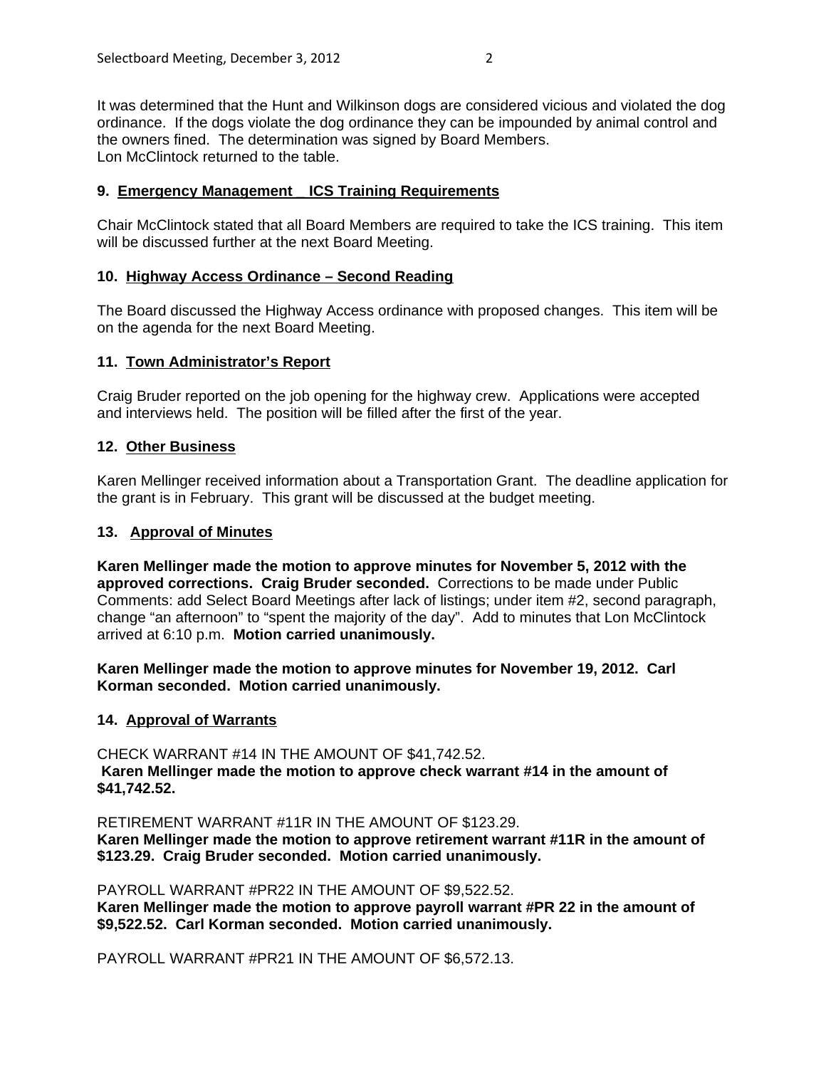It was determined that the Hunt and Wilkinson dogs are considered vicious and violated the dog ordinance. If the dogs violate the dog ordinance they can be impounded by animal control and the owners fined. The determination was signed by Board Members.
Lon McClintock returned to the table.

**9. Emergency Management ICS Training Requirements**

Chair McClintock stated that all Board Members are required to take the ICS training. This item will be discussed further at the next Board Meeting.

**10. Highway Access Ordinance – Second Reading**

The Board discussed the Highway Access ordinance with proposed changes. This item will be on the agenda for the next Board Meeting.

**11. Town Administrator's Report**

Craig Bruder reported on the job opening for the highway crew. Applications were accepted and interviews held. The position will be filled after the first of the year.

**12. Other Business**

Karen Mellinger received information about a Transportation Grant. The deadline application for the grant is in February. This grant will be discussed at the budget meeting.

**13. Approval of Minutes**

**Karen Mellinger made the motion to approve minutes for November 5, 2012 with the approved corrections. Craig Bruder seconded.** Corrections to be made under Public Comments: add Select Board Meetings after lack of listings; under item #2, second paragraph, change "an afternoon" to "spent the majority of the day". Add to minutes that Lon McClintock arrived at 6:10 p.m. **Motion carried unanimously.**

**Karen Mellinger made the motion to approve minutes for November 19, 2012. Carl Korman seconded. Motion carried unanimously.**

**14. Approval of Warrants**

CHECK WARRANT #14 IN THE AMOUNT OF $41,742.52.
**Karen Mellinger made the motion to approve check warrant #14 in the amount of $41,742.52.**

RETIREMENT WARRANT #11R IN THE AMOUNT OF $123.29.
**Karen Mellinger made the motion to approve retirement warrant #11R in the amount of $123.29. Craig Bruder seconded. Motion carried unanimously.**

PAYROLL WARRANT #PR22 IN THE AMOUNT OF $9,522.52.
**Karen Mellinger made the motion to approve payroll warrant #PR 22 in the amount of $9,522.52. Carl Korman seconded. Motion carried unanimously.**

PAYROLL WARRANT #PR21 IN THE AMOUNT OF $6,572.13.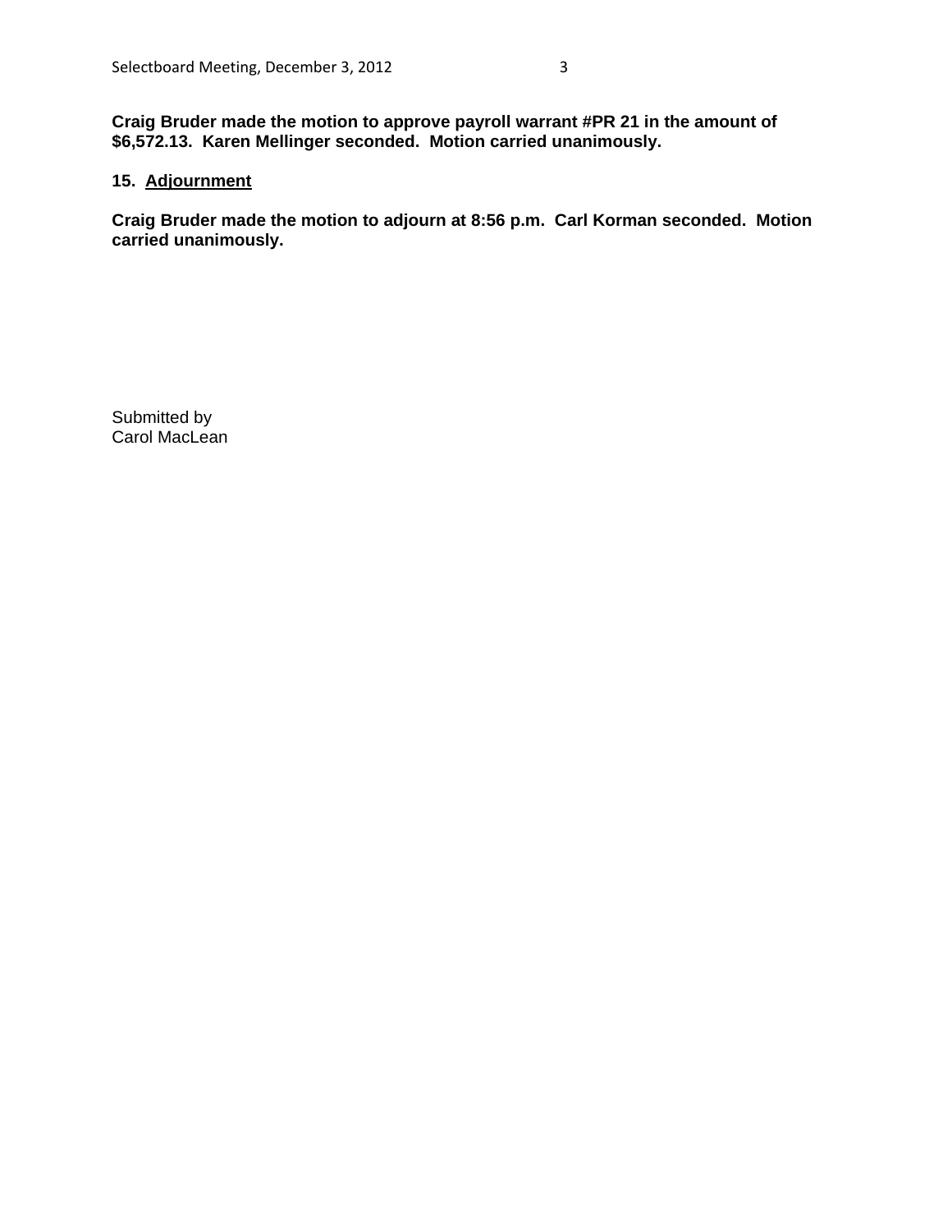**Craig Bruder made the motion to approve payroll warrant #PR 21 in the amount of $6,572.13. Karen Mellinger seconded. Motion carried unanimously.**

### 15. Adjournment

**Craig Bruder made the motion to adjourn at 8:56 p.m. Carl Korman seconded. Motion carried unanimously.**

Submitted by
Carol MacLean